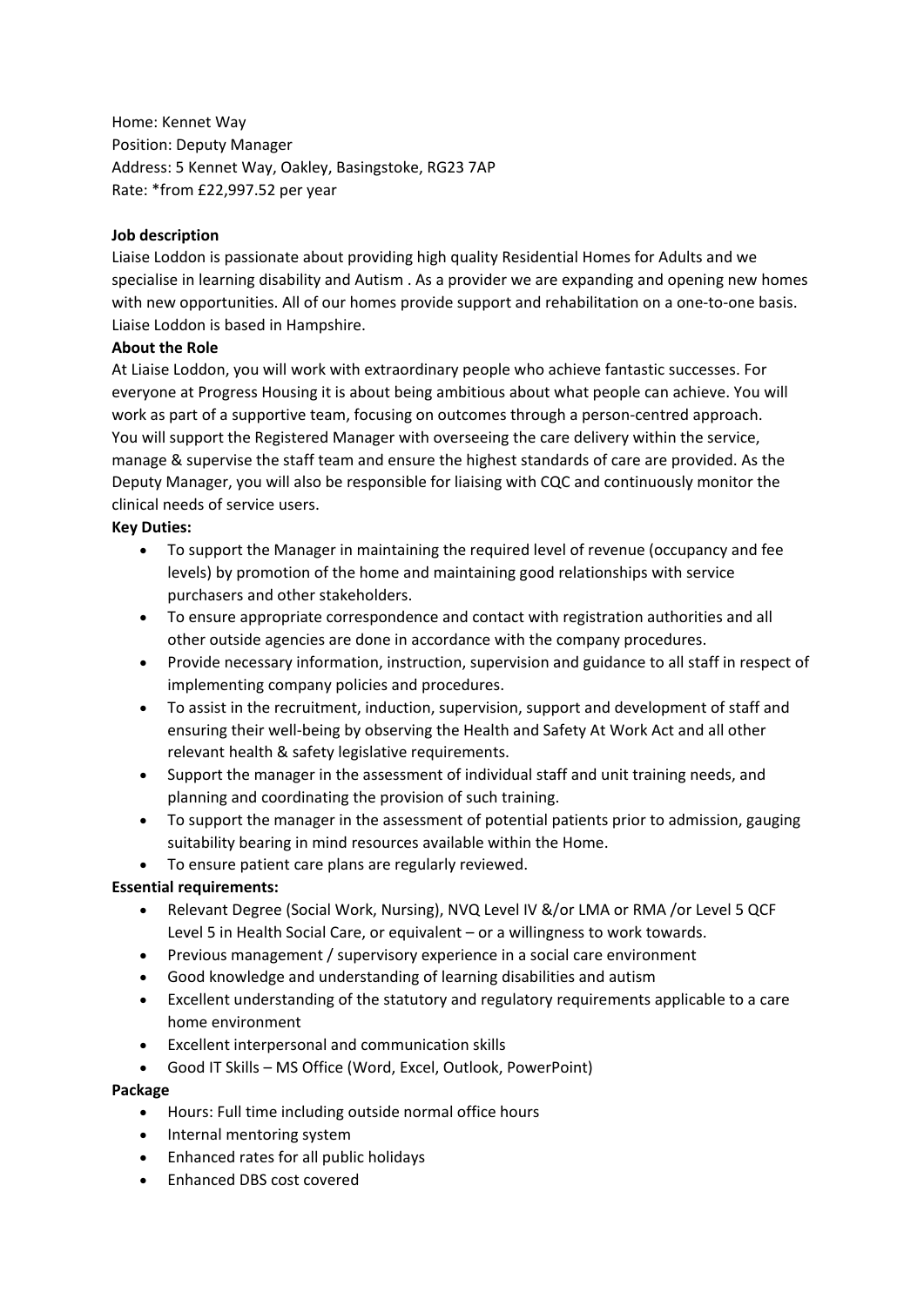Home: Kennet Way
Position: Deputy Manager
Address: 5 Kennet Way, Oakley, Basingstoke, RG23 7AP
Rate: *from £22,997.52 per year

**Job description**

Liaise Loddon is passionate about providing high quality Residential Homes for Adults and we specialise in learning disability and Autism . As a provider we are expanding and opening new homes with new opportunities. All of our homes provide support and rehabilitation on a one-to-one basis. Liaise Loddon is based in Hampshire.

**About the Role**

At Liaise Loddon, you will work with extraordinary people who achieve fantastic successes. For everyone at Progress Housing it is about being ambitious about what people can achieve. You will work as part of a supportive team, focusing on outcomes through a person-centred approach. You will support the Registered Manager with overseeing the care delivery within the service, manage & supervise the staff team and ensure the highest standards of care are provided. As the Deputy Manager, you will also be responsible for liaising with CQC and continuously monitor the clinical needs of service users.

**Key Duties:**

- To support the Manager in maintaining the required level of revenue (occupancy and fee levels) by promotion of the home and maintaining good relationships with service purchasers and other stakeholders.
- To ensure appropriate correspondence and contact with registration authorities and all other outside agencies are done in accordance with the company procedures.
- Provide necessary information, instruction, supervision and guidance to all staff in respect of implementing company policies and procedures.
- To assist in the recruitment, induction, supervision, support and development of staff and ensuring their well-being by observing the Health and Safety At Work Act and all other relevant health & safety legislative requirements.
- Support the manager in the assessment of individual staff and unit training needs, and planning and coordinating the provision of such training.
- To support the manager in the assessment of potential patients prior to admission, gauging suitability bearing in mind resources available within the Home.
- To ensure patient care plans are regularly reviewed.

**Essential requirements:**

- Relevant Degree (Social Work, Nursing), NVQ Level IV &/or LMA or RMA /or Level 5 QCF Level 5 in Health Social Care, or equivalent – or a willingness to work towards.
- Previous management / supervisory experience in a social care environment
- Good knowledge and understanding of learning disabilities and autism
- Excellent understanding of the statutory and regulatory requirements applicable to a care home environment
- Excellent interpersonal and communication skills
- Good IT Skills – MS Office (Word, Excel, Outlook, PowerPoint)

**Package**

- Hours: Full time including outside normal office hours
- Internal mentoring system
- Enhanced rates for all public holidays
- Enhanced DBS cost covered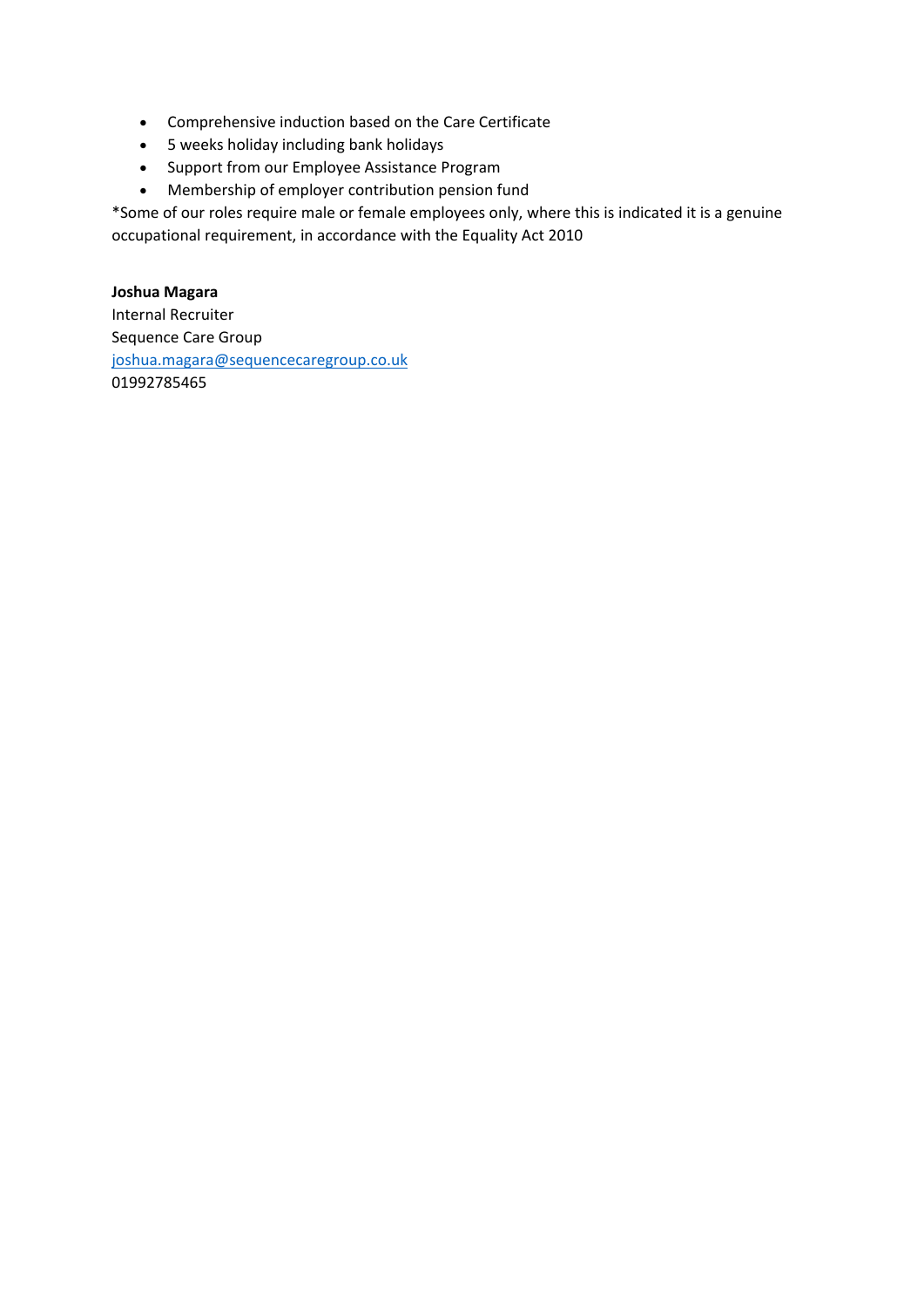- Comprehensive induction based on the Care Certificate
- 5 weeks holiday including bank holidays
- Support from our Employee Assistance Program
- Membership of employer contribution pension fund

*Some of our roles require male or female employees only, where this is indicated it is a genuine occupational requirement, in accordance with the Equality Act 2010

**Joshua Magara**
Internal Recruiter
Sequence Care Group
joshua.magara@sequencecaregroup.co.uk
01992785465